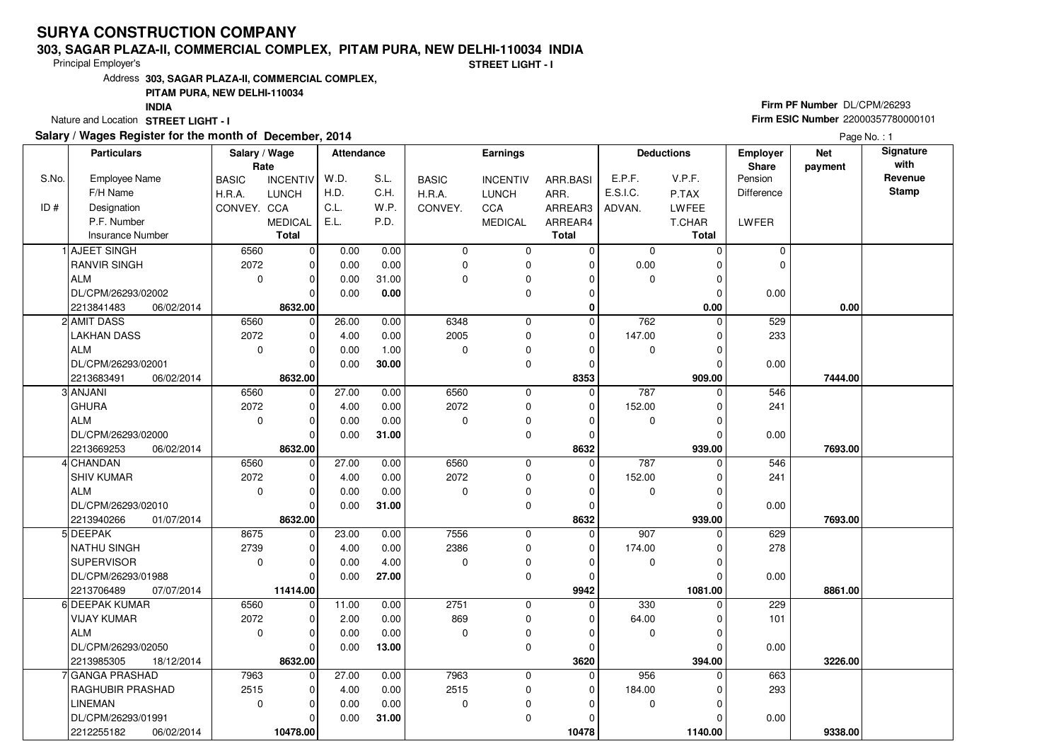# SURYA CONSTRUCTION COMPANY

**303, SAGAR PLAZA-II, COMMERCIAL COMPLEX, PITAM PURA, NEW DELHI-110034 INDIA**

Principal Employer's **STREET LIGHT - I**

Address **303, SAGAR PLAZA-II, COMMERCIAL COMPLEX, PITAM PURA, NEW DELHI-110034 INDIA**

Nature and Location **STREET LIGHT - I**

**Firm PF Number** DL/CPM/26293
**Firm ESIC Number** 22000357780000101

**Salary / Wages Register for the month of December, 2014**

Page No. : 1

| S.No. / ID # | Particulars: Employee Name / F/H Name / Designation / P.F. Number / Insurance Number | Salary / Wage Rate: BASIC / H.R.A. / CONVEY. | INCENTIV / LUNCH / CCA / MEDICAL / Total | Attendance: W.D. / H.D. / C.L. / E.L. | S.L. / C.H. / W.P. / P.D. | Earnings: BASIC / H.R.A. / CONVEY. | INCENTIV / LUNCH / CCA / MEDICAL | ARR.BASI / ARR. / ARREAR3 / ARREAR4 / Total | Deductions: E.P.F. / E.S.I.C. / ADVAN. | V.P.F. / P.TAX / LWFEE / T.CHAR / Total | Employer Share: Pension / Difference / LWFER | Net payment | Signature with Revenue Stamp |
|---|---|---|---|---|---|---|---|---|---|---|---|---|---|
| 1 | AJEET SINGH / RANVIR SINGH / ALM / DL/CPM/26293/02002 / 2213841483 06/02/2014 | 6560 / 2072 / 0 | 0 / 0 / 0 / 0 / **8632.00** | 0.00 / 0.00 / 0.00 / 0.00 | 0.00 / 0.00 / 31.00 / **0.00** | 0 / 0 / 0 | 0 / 0 / 0 / 0 | 0 / 0 / 0 / 0 / **0** | 0 / 0.00 / 0 | 0 / 0 / 0 / 0 / **0.00** | 0 / 0 / 0.00 | **0.00** | |
| 2 | AMIT DASS / LAKHAN DASS / ALM / DL/CPM/26293/02001 / 2213683491 06/02/2014 | 6560 / 2072 / 0 | 0 / 0 / 0 / 0 / **8632.00** | 26.00 / 4.00 / 0.00 / 0.00 | 0.00 / 0.00 / 1.00 / **30.00** | 6348 / 2005 / 0 | 0 / 0 / 0 / 0 | 0 / 0 / 0 / 0 / **8353** | 762 / 147.00 / 0 | 0 / 0 / 0 / 0 / **909.00** | 529 / 233 / 0.00 | **7444.00** | |
| 3 | ANJANI / GHURA / ALM / DL/CPM/26293/02000 / 2213669253 06/02/2014 | 6560 / 2072 / 0 | 0 / 0 / 0 / 0 / **8632.00** | 27.00 / 4.00 / 0.00 / 0.00 | 0.00 / 0.00 / 0.00 / **31.00** | 6560 / 2072 / 0 | 0 / 0 / 0 / 0 | 0 / 0 / 0 / 0 / **8632** | 787 / 152.00 / 0 | 0 / 0 / 0 / 0 / **939.00** | 546 / 241 / 0.00 | **7693.00** | |
| 4 | CHANDAN / SHIV KUMAR / ALM / DL/CPM/26293/02010 / 2213940266 01/07/2014 | 6560 / 2072 / 0 | 0 / 0 / 0 / 0 / **8632.00** | 27.00 / 4.00 / 0.00 / 0.00 | 0.00 / 0.00 / 0.00 / **31.00** | 6560 / 2072 / 0 | 0 / 0 / 0 / 0 | 0 / 0 / 0 / 0 / **8632** | 787 / 152.00 / 0 | 0 / 0 / 0 / 0 / **939.00** | 546 / 241 / 0.00 | **7693.00** | |
| 5 | DEEPAK / NATHU SINGH / SUPERVISOR / DL/CPM/26293/01988 / 2213706489 07/07/2014 | 8675 / 2739 / 0 | 0 / 0 / 0 / 0 / **11414.00** | 23.00 / 4.00 / 0.00 / 0.00 | 0.00 / 0.00 / 4.00 / **27.00** | 7556 / 2386 / 0 | 0 / 0 / 0 / 0 | 0 / 0 / 0 / 0 / **9942** | 907 / 174.00 / 0 | 0 / 0 / 0 / 0 / **1081.00** | 629 / 278 / 0.00 | **8861.00** | |
| 6 | DEEPAK KUMAR / VIJAY KUMAR / ALM / DL/CPM/26293/02050 / 2213985305 18/12/2014 | 6560 / 2072 / 0 | 0 / 0 / 0 / 0 / **8632.00** | 11.00 / 2.00 / 0.00 / 0.00 | 0.00 / 0.00 / 0.00 / **13.00** | 2751 / 869 / 0 | 0 / 0 / 0 / 0 | 0 / 0 / 0 / 0 / **3620** | 330 / 64.00 / 0 | 0 / 0 / 0 / 0 / **394.00** | 229 / 101 / 0.00 | **3226.00** | |
| 7 | GANGA PRASHAD / RAGHUBIR PRASHAD / LINEMAN / DL/CPM/26293/01991 / 2212255182 06/02/2014 | 7963 / 2515 / 0 | 0 / 0 / 0 / 0 / **10478.00** | 27.00 / 4.00 / 0.00 / 0.00 | 0.00 / 0.00 / 0.00 / **31.00** | 7963 / 2515 / 0 | 0 / 0 / 0 / 0 | 0 / 0 / 0 / 0 / **10478** | 956 / 184.00 / 0 | 0 / 0 / 0 / 0 / **1140.00** | 663 / 293 / 0.00 | **9338.00** | |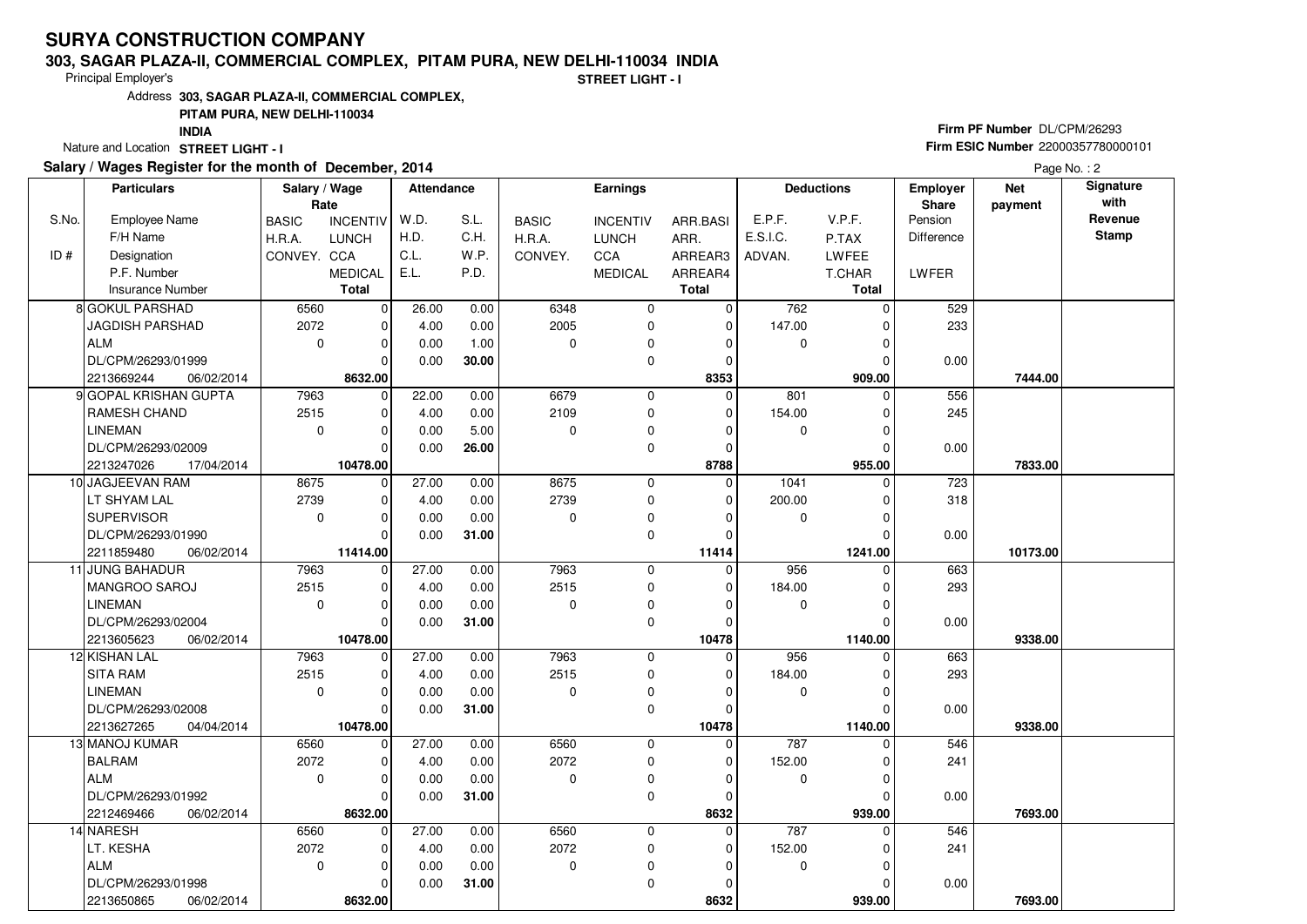# SURYA CONSTRUCTION COMPANY

**303, SAGAR PLAZA-II, COMMERCIAL COMPLEX, PITAM PURA, NEW DELHI-110034 INDIA**

Principal Employer's

**STREET LIGHT - I**

Address **303, SAGAR PLAZA-II, COMMERCIAL COMPLEX, PITAM PURA, NEW DELHI-110034 INDIA**

Nature and Location **STREET LIGHT - I**

**Firm PF Number** DL/CPM/26293

**Firm ESIC Number** 22000357780000101

**Salary / Wages Register for the month of December, 2014**

| S.No. / ID # | Employee Name / F/H Name / Designation / P.F. Number / Insurance Number | | Salary / Wage Rate: BASIC / H.R.A. / CONVEY. | INCENTIV / LUNCH / CCA / MEDICAL / Total | Attendance: W.D. / H.D. / C.L. / E.L. | S.L. / C.H. / W.P. / P.D. | Earnings: BASIC / H.R.A. / CONVEY. | INCENTIV / LUNCH / CCA / MEDICAL | ARR.BASI / ARR. / ARREAR3 / ARREAR4 / Total | Deductions: E.P.F. / E.S.I.C. / ADVAN. | V.P.F. / P.TAX / LWFEE / T.CHAR / Total | Employer Share: Pension / Difference / LWFER | Net payment | Signature with Revenue Stamp |
|---|---|---|---|---|---|---|---|---|---|---|---|---|---|---|
| 8 | GOKUL PARSHAD | | 6560 | 0 | 26.00 | 0.00 | 6348 | 0 | 0 | 762 | 0 | 529 | | |
| | JAGDISH PARSHAD | | 2072 | 0 | 4.00 | 0.00 | 2005 | 0 | 0 | 147.00 | 0 | 233 | | |
| | ALM | | 0 | 0 | 0.00 | 1.00 | 0 | 0 | 0 | 0 | 0 | | | |
| | DL/CPM/26293/01999 | | | 0 | 0.00 | **30.00** | | 0 | 0 | | 0 | 0.00 | | |
| | 2213669244 | 06/02/2014 | | **8632.00** | | | | | **8353** | | **909.00** | | **7444.00** | |
| 9 | GOPAL KRISHAN GUPTA | | 7963 | 0 | 22.00 | 0.00 | 6679 | 0 | 0 | 801 | 0 | 556 | | |
| | RAMESH CHAND | | 2515 | 0 | 4.00 | 0.00 | 2109 | 0 | 0 | 154.00 | 0 | 245 | | |
| | LINEMAN | | 0 | 0 | 0.00 | 5.00 | 0 | 0 | 0 | 0 | 0 | | | |
| | DL/CPM/26293/02009 | | | 0 | 0.00 | **26.00** | | 0 | 0 | | 0 | 0.00 | | |
| | 2213247026 | 17/04/2014 | | **10478.00** | | | | | **8788** | | **955.00** | | **7833.00** | |
| 10 | JAGJEEVAN RAM | | 8675 | 0 | 27.00 | 0.00 | 8675 | 0 | 0 | 1041 | 0 | 723 | | |
| | LT SHYAM LAL | | 2739 | 0 | 4.00 | 0.00 | 2739 | 0 | 0 | 200.00 | 0 | 318 | | |
| | SUPERVISOR | | 0 | 0 | 0.00 | 0.00 | 0 | 0 | 0 | 0 | 0 | | | |
| | DL/CPM/26293/01990 | | | 0 | 0.00 | **31.00** | | 0 | 0 | | 0 | 0.00 | | |
| | 2211859480 | 06/02/2014 | | **11414.00** | | | | | **11414** | | **1241.00** | | **10173.00** | |
| 11 | JUNG BAHADUR | | 7963 | 0 | 27.00 | 0.00 | 7963 | 0 | 0 | 956 | 0 | 663 | | |
| | MANGROO SAROJ | | 2515 | 0 | 4.00 | 0.00 | 2515 | 0 | 0 | 184.00 | 0 | 293 | | |
| | LINEMAN | | 0 | 0 | 0.00 | 0.00 | 0 | 0 | 0 | 0 | 0 | | | |
| | DL/CPM/26293/02004 | | | 0 | 0.00 | **31.00** | | 0 | 0 | | 0 | 0.00 | | |
| | 2213605623 | 06/02/2014 | | **10478.00** | | | | | **10478** | | **1140.00** | | **9338.00** | |
| 12 | KISHAN LAL | | 7963 | 0 | 27.00 | 0.00 | 7963 | 0 | 0 | 956 | 0 | 663 | | |
| | SITA RAM | | 2515 | 0 | 4.00 | 0.00 | 2515 | 0 | 0 | 184.00 | 0 | 293 | | |
| | LINEMAN | | 0 | 0 | 0.00 | 0.00 | 0 | 0 | 0 | 0 | 0 | | | |
| | DL/CPM/26293/02008 | | | 0 | 0.00 | **31.00** | | 0 | 0 | | 0 | 0.00 | | |
| | 2213627265 | 04/04/2014 | | **10478.00** | | | | | **10478** | | **1140.00** | | **9338.00** | |
| 13 | MANOJ KUMAR | | 6560 | 0 | 27.00 | 0.00 | 6560 | 0 | 0 | 787 | 0 | 546 | | |
| | BALRAM | | 2072 | 0 | 4.00 | 0.00 | 2072 | 0 | 0 | 152.00 | 0 | 241 | | |
| | ALM | | 0 | 0 | 0.00 | 0.00 | 0 | 0 | 0 | 0 | 0 | | | |
| | DL/CPM/26293/01992 | | | 0 | 0.00 | **31.00** | | 0 | 0 | | 0 | 0.00 | | |
| | 2212469466 | 06/02/2014 | | **8632.00** | | | | | **8632** | | **939.00** | | **7693.00** | |
| 14 | NARESH | | 6560 | 0 | 27.00 | 0.00 | 6560 | 0 | 0 | 787 | 0 | 546 | | |
| | LT. KESHA | | 2072 | 0 | 4.00 | 0.00 | 2072 | 0 | 0 | 152.00 | 0 | 241 | | |
| | ALM | | 0 | 0 | 0.00 | 0.00 | 0 | 0 | 0 | 0 | 0 | | | |
| | DL/CPM/26293/01998 | | | 0 | 0.00 | **31.00** | | 0 | 0 | | 0 | 0.00 | | |
| | 2213650865 | 06/02/2014 | | **8632.00** | | | | | **8632** | | **939.00** | | **7693.00** | |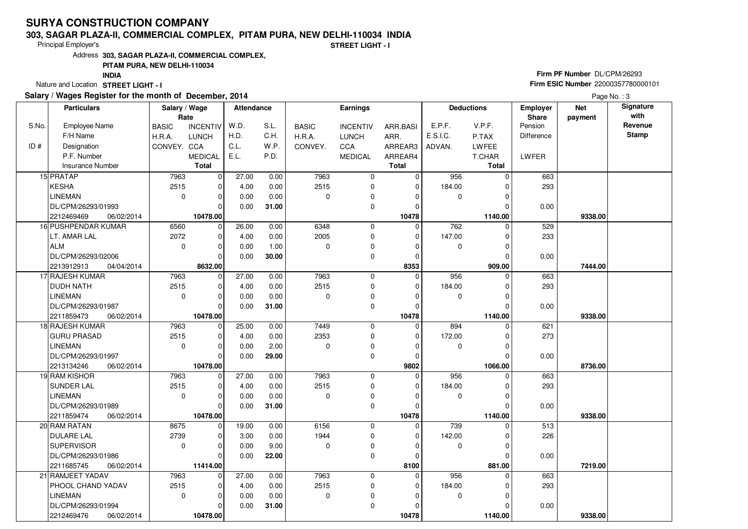# SURYA CONSTRUCTION COMPANY

**303, SAGAR PLAZA-II, COMMERCIAL COMPLEX, PITAM PURA, NEW DELHI-110034 INDIA**

Principal Employer's

**STREET LIGHT - I**

Address **303, SAGAR PLAZA-II, COMMERCIAL COMPLEX, PITAM PURA, NEW DELHI-110034 INDIA**

Nature and Location **STREET LIGHT - I**

**Firm PF Number** DL/CPM/26293

**Firm ESIC Number** 22000357780000101

**Salary / Wages Register for the month of December, 2014**

Page No. : 3

| S.No. / ID # | Particulars: Employee Name / F/H Name / Designation / P.F. Number / Insurance Number | Salary / Wage Rate: BASIC / H.R.A. / CONVEY. | Salary / Wage Rate: INCENTIV / LUNCH / CCA / MEDICAL / Total | Attendance: W.D. / H.D. / C.L. / E.L. | Attendance: S.L. / C.H. / W.P. / P.D. | Earnings: BASIC / H.R.A. / CONVEY. | Earnings: INCENTIV / LUNCH / CCA / MEDICAL | Earnings: ARR.BASI / ARR. / ARREAR3 / ARREAR4 / Total | Deductions: E.P.F. / E.S.I.C. / ADVAN. | Deductions: V.P.F. / P.TAX / LWFEE / T.CHAR / Total | Employer Share: Pension / Difference / LWFER | Net payment | Signature with Revenue Stamp |
|---|---|---|---|---|---|---|---|---|---|---|---|---|---|
| 15 | PRATAP / KESHA / LINEMAN / DL/CPM/26293/01993 / 2212469469 06/02/2014 | 7963 / 2515 / 0 | 0 / 0 / 0 / 0 / **10478.00** | 27.00 / 4.00 / 0.00 / 0.00 | 0.00 / 0.00 / 0.00 / **31.00** | 7963 / 2515 / 0 | 0 / 0 / 0 / 0 | 0 / 0 / 0 / 0 / **10478** | 956 / 184.00 / 0 | 0 / 0 / 0 / 0 / **1140.00** | 663 / 293 / 0.00 | **9338.00** | |
| 16 | PUSHPENDAR KUMAR / LT. AMAR LAL / ALM / DL/CPM/26293/02006 / 2213912913 04/04/2014 | 6560 / 2072 / 0 | 0 / 0 / 0 / 0 / **8632.00** | 26.00 / 4.00 / 0.00 / 0.00 | 0.00 / 0.00 / 1.00 / **30.00** | 6348 / 2005 / 0 | 0 / 0 / 0 / 0 | 0 / 0 / 0 / 0 / **8353** | 762 / 147.00 / 0 | 0 / 0 / 0 / 0 / **909.00** | 529 / 233 / 0.00 | **7444.00** | |
| 17 | RAJESH KUMAR / DUDH NATH / LINEMAN / DL/CPM/26293/01987 / 2211859473 06/02/2014 | 7963 / 2515 / 0 | 0 / 0 / 0 / 0 / **10478.00** | 27.00 / 4.00 / 0.00 / 0.00 | 0.00 / 0.00 / 0.00 / **31.00** | 7963 / 2515 / 0 | 0 / 0 / 0 / 0 | 0 / 0 / 0 / 0 / **10478** | 956 / 184.00 / 0 | 0 / 0 / 0 / 0 / **1140.00** | 663 / 293 / 0.00 | **9338.00** | |
| 18 | RAJESH KUMAR / GURU PRASAD / LINEMAN / DL/CPM/26293/01997 / 2213134246 06/02/2014 | 7963 / 2515 / 0 | 0 / 0 / 0 / 0 / **10478.00** | 25.00 / 4.00 / 0.00 / 0.00 | 0.00 / 0.00 / 2.00 / **29.00** | 7449 / 2353 / 0 | 0 / 0 / 0 / 0 | 0 / 0 / 0 / 0 / **9802** | 894 / 172.00 / 0 | 0 / 0 / 0 / 0 / **1066.00** | 621 / 273 / 0.00 | **8736.00** | |
| 19 | RAM KISHOR / SUNDER LAL / LINEMAN / DL/CPM/26293/01989 / 2211859474 06/02/2014 | 7963 / 2515 / 0 | 0 / 0 / 0 / 0 / **10478.00** | 27.00 / 4.00 / 0.00 / 0.00 | 0.00 / 0.00 / 0.00 / **31.00** | 7963 / 2515 / 0 | 0 / 0 / 0 / 0 | 0 / 0 / 0 / 0 / **10478** | 956 / 184.00 / 0 | 0 / 0 / 0 / 0 / **1140.00** | 663 / 293 / 0.00 | **9338.00** | |
| 20 | RAM RATAN / DULARE LAL / SUPERVISOR / DL/CPM/26293/01986 / 2211685745 06/02/2014 | 8675 / 2739 / 0 | 0 / 0 / 0 / 0 / **11414.00** | 19.00 / 3.00 / 0.00 / 0.00 | 0.00 / 0.00 / 9.00 / **22.00** | 6156 / 1944 / 0 | 0 / 0 / 0 / 0 | 0 / 0 / 0 / 0 / **8100** | 739 / 142.00 / 0 | 0 / 0 / 0 / 0 / **881.00** | 513 / 226 / 0.00 | **7219.00** | |
| 21 | RAMJEET YADAV / PHOOL CHAND YADAV / LINEMAN / DL/CPM/26293/01994 / 2212469476 06/02/2014 | 7963 / 2515 / 0 | 0 / 0 / 0 / 0 / **10478.00** | 27.00 / 4.00 / 0.00 / 0.00 | 0.00 / 0.00 / 0.00 / **31.00** | 7963 / 2515 / 0 | 0 / 0 / 0 / 0 | 0 / 0 / 0 / 0 / **10478** | 956 / 184.00 / 0 | 0 / 0 / 0 / 0 / **1140.00** | 663 / 293 / 0.00 | **9338.00** | |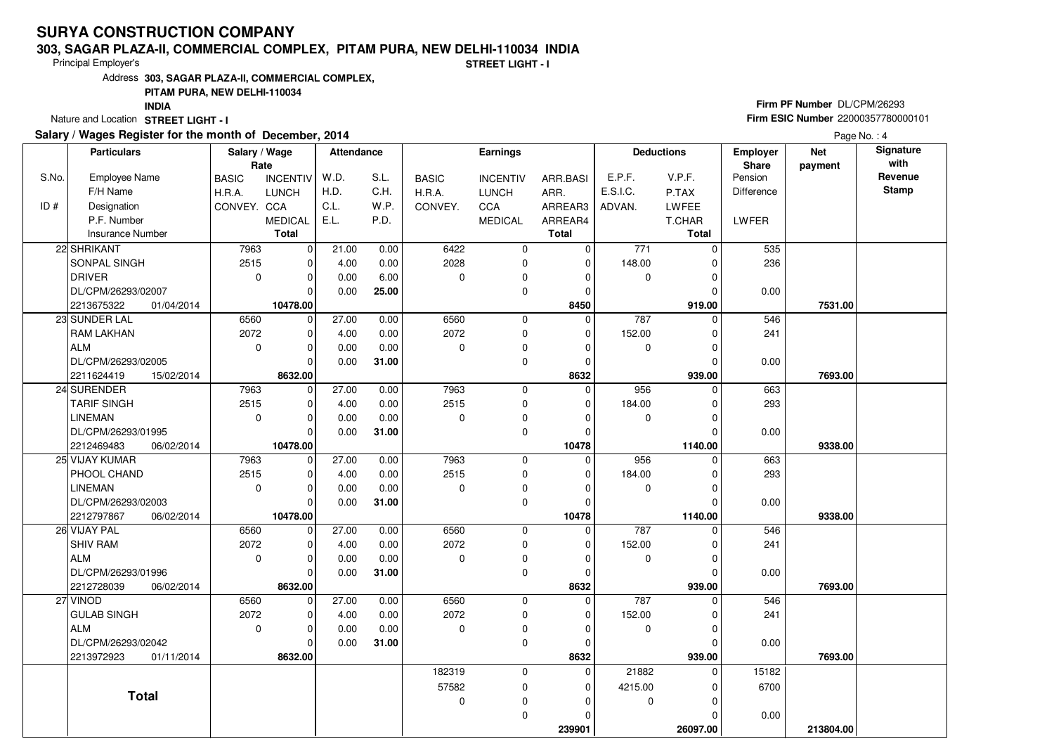# SURYA CONSTRUCTION COMPANY

**303, SAGAR PLAZA-II, COMMERCIAL COMPLEX, PITAM PURA, NEW DELHI-110034 INDIA**

Principal Employer's **STREET LIGHT - I**

Address **303, SAGAR PLAZA-II, COMMERCIAL COMPLEX, PITAM PURA, NEW DELHI-110034 INDIA**

Nature and Location **STREET LIGHT - I**

**Firm PF Number** DL/CPM/26293

**Firm ESIC Number** 22000357780000101

**Salary / Wages Register for the month of December, 2014**

| S.No. / ID # | Particulars: Employee Name / F/H Name / Designation / P.F. Number / Insurance Number | Salary / Wage Rate: BASIC / H.R.A. / CONVEY. | Salary / Wage Rate: INCENTIV / LUNCH / CCA / MEDICAL / Total | Attendance: W.D. / H.D. / C.L. / E.L. | Attendance: S.L. / C.H. / W.P. / P.D. | Earnings: BASIC / H.R.A. / CONVEY. | Earnings: INCENTIV / LUNCH / CCA / MEDICAL | Earnings: ARR.BASI / ARR. / ARREAR3 / ARREAR4 / Total | Deductions: E.P.F. / E.S.I.C. / ADVAN. | Deductions: V.P.F. / P.TAX / LWFEE / T.CHAR / Total | Employer Share: Pension / Difference / LWFER | Net payment | Signature with Revenue Stamp |
|---|---|---|---|---|---|---|---|---|---|---|---|---|---|
| 22 | SHRIKANT | 7963 | 0 | 21.00 | 0.00 | 6422 | 0 | 0 | 771 | 0 | 535 | | |
| | SONPAL SINGH | 2515 | 0 | 4.00 | 0.00 | 2028 | 0 | 0 | 148.00 | 0 | 236 | | |
| | DRIVER | 0 | 0 | 0.00 | 6.00 | 0 | 0 | 0 | 0 | 0 | | | |
| | DL/CPM/26293/02007 | | 0 | 0.00 | **25.00** | | 0 | 0 | | 0 | 0.00 | | |
| | 2213675322 01/04/2014 | | **10478.00** | | | | | **8450** | | **919.00** | | **7531.00** | |
| 23 | SUNDER LAL | 6560 | 0 | 27.00 | 0.00 | 6560 | 0 | 0 | 787 | 0 | 546 | | |
| | RAM LAKHAN | 2072 | 0 | 4.00 | 0.00 | 2072 | 0 | 0 | 152.00 | 0 | 241 | | |
| | ALM | 0 | 0 | 0.00 | 0.00 | 0 | 0 | 0 | 0 | 0 | | | |
| | DL/CPM/26293/02005 | | 0 | 0.00 | **31.00** | | 0 | 0 | | 0 | 0.00 | | |
| | 2211624419 15/02/2014 | | **8632.00** | | | | | **8632** | | **939.00** | | **7693.00** | |
| 24 | SURENDER | 7963 | 0 | 27.00 | 0.00 | 7963 | 0 | 0 | 956 | 0 | 663 | | |
| | TARIF SINGH | 2515 | 0 | 4.00 | 0.00 | 2515 | 0 | 0 | 184.00 | 0 | 293 | | |
| | LINEMAN | 0 | 0 | 0.00 | 0.00 | 0 | 0 | 0 | 0 | 0 | | | |
| | DL/CPM/26293/01995 | | 0 | 0.00 | **31.00** | | 0 | 0 | | 0 | 0.00 | | |
| | 2212469483 06/02/2014 | | **10478.00** | | | | | **10478** | | **1140.00** | | **9338.00** | |
| 25 | VIJAY KUMAR | 7963 | 0 | 27.00 | 0.00 | 7963 | 0 | 0 | 956 | 0 | 663 | | |
| | PHOOL CHAND | 2515 | 0 | 4.00 | 0.00 | 2515 | 0 | 0 | 184.00 | 0 | 293 | | |
| | LINEMAN | 0 | 0 | 0.00 | 0.00 | 0 | 0 | 0 | 0 | 0 | | | |
| | DL/CPM/26293/02003 | | 0 | 0.00 | **31.00** | | 0 | 0 | | 0 | 0.00 | | |
| | 2212797867 06/02/2014 | | **10478.00** | | | | | **10478** | | **1140.00** | | **9338.00** | |
| 26 | VIJAY PAL | 6560 | 0 | 27.00 | 0.00 | 6560 | 0 | 0 | 787 | 0 | 546 | | |
| | SHIV RAM | 2072 | 0 | 4.00 | 0.00 | 2072 | 0 | 0 | 152.00 | 0 | 241 | | |
| | ALM | 0 | 0 | 0.00 | 0.00 | 0 | 0 | 0 | 0 | 0 | | | |
| | DL/CPM/26293/01996 | | 0 | 0.00 | **31.00** | | 0 | 0 | | 0 | 0.00 | | |
| | 2212728039 06/02/2014 | | **8632.00** | | | | | **8632** | | **939.00** | | **7693.00** | |
| 27 | VINOD | 6560 | 0 | 27.00 | 0.00 | 6560 | 0 | 0 | 787 | 0 | 546 | | |
| | GULAB SINGH | 2072 | 0 | 4.00 | 0.00 | 2072 | 0 | 0 | 152.00 | 0 | 241 | | |
| | ALM | 0 | 0 | 0.00 | 0.00 | 0 | 0 | 0 | 0 | 0 | | | |
| | DL/CPM/26293/02042 | | 0 | 0.00 | **31.00** | | 0 | 0 | | 0 | 0.00 | | |
| | 2213972923 01/11/2014 | | **8632.00** | | | | | **8632** | | **939.00** | | **7693.00** | |
| | **Total** | | | | | 182319 | 0 | 0 | 21882 | 0 | 15182 | | |
| | | | | | | 57582 | 0 | 0 | 4215.00 | 0 | 6700 | | |
| | | | | | | 0 | 0 | 0 | 0 | 0 | | | |
| | | | | | | | 0 | 0 | | 0 | 0.00 | | |
| | | | | | | | | **239901** | | **26097.00** | | **213804.00** | |